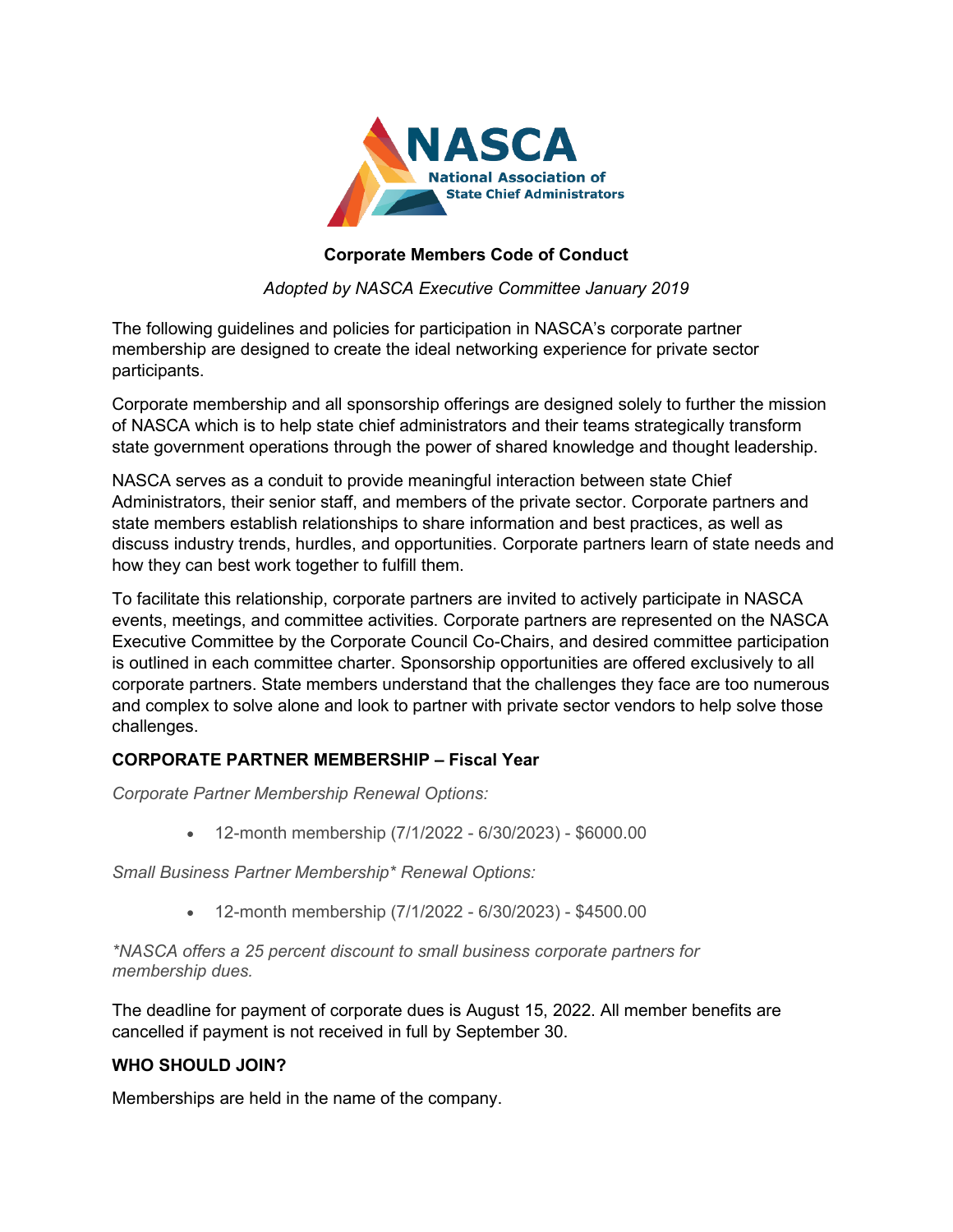**NASCA**
**National Association of State Chief Administrators**

# Corporate Members Code of Conduct

*Adopted by NASCA Executive Committee January 2019*

The following guidelines and policies for participation in NASCA's corporate partner membership are designed to create the ideal networking experience for private sector participants.

Corporate membership and all sponsorship offerings are designed solely to further the mission of NASCA which is to help state chief administrators and their teams strategically transform state government operations through the power of shared knowledge and thought leadership.

NASCA serves as a conduit to provide meaningful interaction between state Chief Administrators, their senior staff, and members of the private sector. Corporate partners and state members establish relationships to share information and best practices, as well as discuss industry trends, hurdles, and opportunities. Corporate partners learn of state needs and how they can best work together to fulfill them.

To facilitate this relationship, corporate partners are invited to actively participate in NASCA events, meetings, and committee activities. Corporate partners are represented on the NASCA Executive Committee by the Corporate Council Co-Chairs, and desired committee participation is outlined in each committee charter. Sponsorship opportunities are offered exclusively to all corporate partners. State members understand that the challenges they face are too numerous and complex to solve alone and look to partner with private sector vendors to help solve those challenges.

## CORPORATE PARTNER MEMBERSHIP – Fiscal Year

*Corporate Partner Membership Renewal Options:*

- 12-month membership (7/1/2022 - 6/30/2023) - $6000.00

*Small Business Partner Membership* Renewal Options:*

- 12-month membership (7/1/2022 - 6/30/2023) - $4500.00

**NASCA offers a 25 percent discount to small business corporate partners for membership dues.*

The deadline for payment of corporate dues is August 15, 2022. All member benefits are cancelled if payment is not received in full by September 30.

## WHO SHOULD JOIN?

Memberships are held in the name of the company.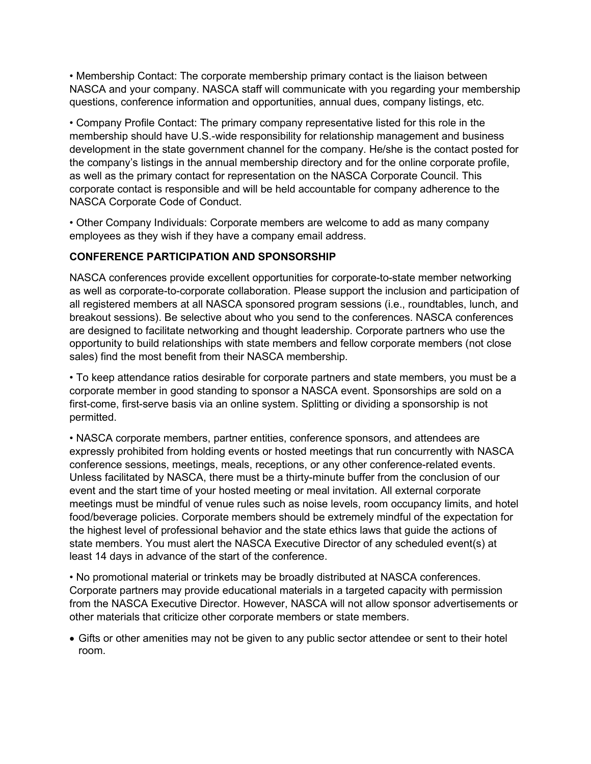- Membership Contact: The corporate membership primary contact is the liaison between NASCA and your company. NASCA staff will communicate with you regarding your membership questions, conference information and opportunities, annual dues, company listings, etc.

- Company Profile Contact: The primary company representative listed for this role in the membership should have U.S.-wide responsibility for relationship management and business development in the state government channel for the company. He/she is the contact posted for the company's listings in the annual membership directory and for the online corporate profile, as well as the primary contact for representation on the NASCA Corporate Council. This corporate contact is responsible and will be held accountable for company adherence to the NASCA Corporate Code of Conduct.

- Other Company Individuals: Corporate members are welcome to add as many company employees as they wish if they have a company email address.

**CONFERENCE PARTICIPATION AND SPONSORSHIP**

NASCA conferences provide excellent opportunities for corporate-to-state member networking as well as corporate-to-corporate collaboration. Please support the inclusion and participation of all registered members at all NASCA sponsored program sessions (i.e., roundtables, lunch, and breakout sessions). Be selective about who you send to the conferences. NASCA conferences are designed to facilitate networking and thought leadership. Corporate partners who use the opportunity to build relationships with state members and fellow corporate members (not close sales) find the most benefit from their NASCA membership.

- To keep attendance ratios desirable for corporate partners and state members, you must be a corporate member in good standing to sponsor a NASCA event. Sponsorships are sold on a first-come, first-serve basis via an online system. Splitting or dividing a sponsorship is not permitted.

- NASCA corporate members, partner entities, conference sponsors, and attendees are expressly prohibited from holding events or hosted meetings that run concurrently with NASCA conference sessions, meetings, meals, receptions, or any other conference-related events. Unless facilitated by NASCA, there must be a thirty-minute buffer from the conclusion of our event and the start time of your hosted meeting or meal invitation. All external corporate meetings must be mindful of venue rules such as noise levels, room occupancy limits, and hotel food/beverage policies. Corporate members should be extremely mindful of the expectation for the highest level of professional behavior and the state ethics laws that guide the actions of state members. You must alert the NASCA Executive Director of any scheduled event(s) at least 14 days in advance of the start of the conference.

- No promotional material or trinkets may be broadly distributed at NASCA conferences. Corporate partners may provide educational materials in a targeted capacity with permission from the NASCA Executive Director. However, NASCA will not allow sponsor advertisements or other materials that criticize other corporate members or state members.

- Gifts or other amenities may not be given to any public sector attendee or sent to their hotel room.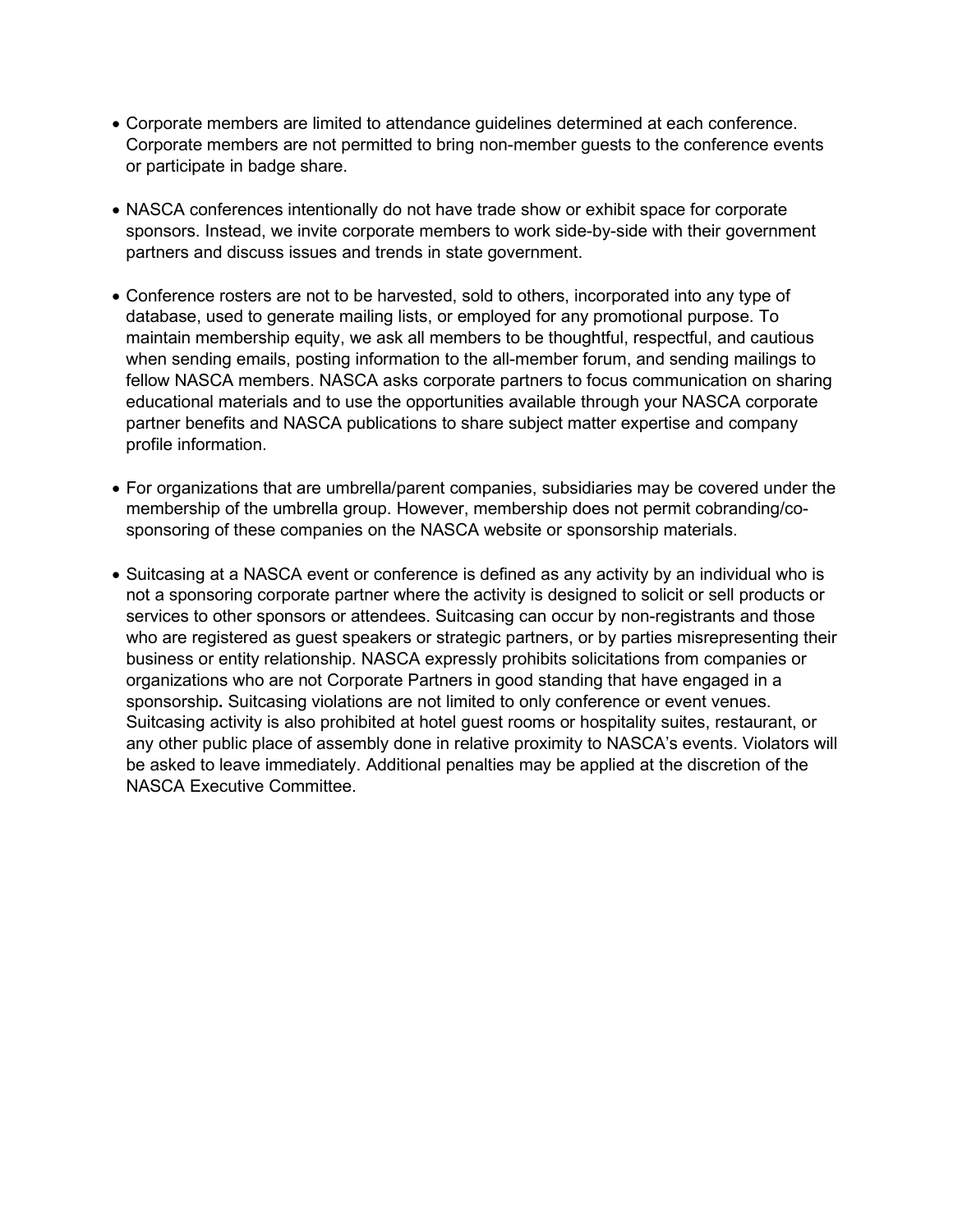- Corporate members are limited to attendance guidelines determined at each conference. Corporate members are not permitted to bring non-member guests to the conference events or participate in badge share.

- NASCA conferences intentionally do not have trade show or exhibit space for corporate sponsors. Instead, we invite corporate members to work side-by-side with their government partners and discuss issues and trends in state government.

- Conference rosters are not to be harvested, sold to others, incorporated into any type of database, used to generate mailing lists, or employed for any promotional purpose. To maintain membership equity, we ask all members to be thoughtful, respectful, and cautious when sending emails, posting information to the all-member forum, and sending mailings to fellow NASCA members. NASCA asks corporate partners to focus communication on sharing educational materials and to use the opportunities available through your NASCA corporate partner benefits and NASCA publications to share subject matter expertise and company profile information.

- For organizations that are umbrella/parent companies, subsidiaries may be covered under the membership of the umbrella group. However, membership does not permit cobranding/co-sponsoring of these companies on the NASCA website or sponsorship materials.

- Suitcasing at a NASCA event or conference is defined as any activity by an individual who is not a sponsoring corporate partner where the activity is designed to solicit or sell products or services to other sponsors or attendees. Suitcasing can occur by non-registrants and those who are registered as guest speakers or strategic partners, or by parties misrepresenting their business or entity relationship. NASCA expressly prohibits solicitations from companies or organizations who are not Corporate Partners in good standing that have engaged in a sponsorship**.** Suitcasing violations are not limited to only conference or event venues. Suitcasing activity is also prohibited at hotel guest rooms or hospitality suites, restaurant, or any other public place of assembly done in relative proximity to NASCA's events. Violators will be asked to leave immediately. Additional penalties may be applied at the discretion of the NASCA Executive Committee.